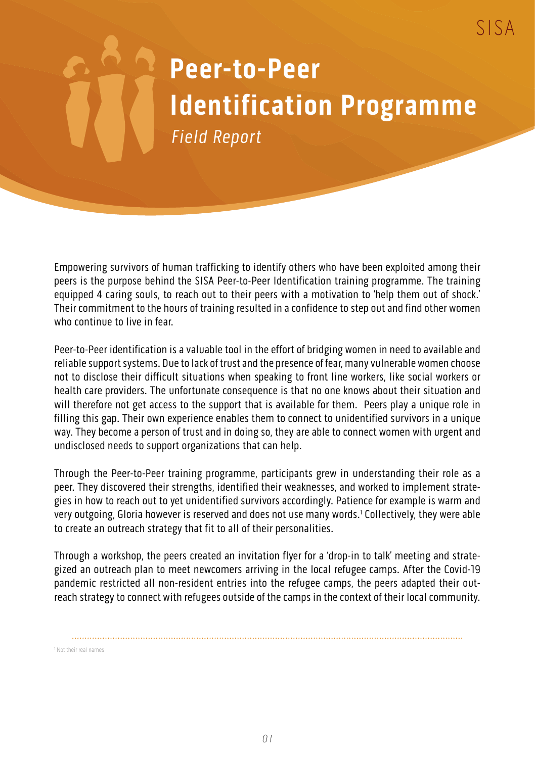SISA

# Peer-to-Peer Identification Programme

*Field Report*

Empowering survivors of human trafficking to identify others who have been exploited among their peers is the purpose behind the SISA Peer-to-Peer Identification training programme. The training equipped 4 caring souls, to reach out to their peers with a motivation to 'help them out of shock.' Their commitment to the hours of training resulted in a confidence to step out and find other women who continue to live in fear.

Peer-to-Peer identification is a valuable tool in the effort of bridging women in need to available and reliable support systems. Due to lack of trust and the presence of fear, many vulnerable women choose not to disclose their difficult situations when speaking to front line workers, like social workers or health care providers. The unfortunate consequence is that no one knows about their situation and will therefore not get access to the support that is available for them. Peers play a unique role in filling this gap. Their own experience enables them to connect to unidentified survivors in a unique way. They become a person of trust and in doing so, they are able to connect women with urgent and undisclosed needs to support organizations that can help.

Through the Peer-to-Peer training programme, participants grew in understanding their role as a peer. They discovered their strengths, identified their weaknesses, and worked to implement strategies in how to reach out to yet unidentified survivors accordingly. Patience for example is warm and very outgoing, Gloria however is reserved and does not use many words.[1] Collectively, they were able to create an outreach strategy that fit to all of their personalities.

Through a workshop, the peers created an invitation flyer for a 'drop-in to talk' meeting and strategized an outreach plan to meet newcomers arriving in the local refugee camps. After the Covid-19 pandemic restricted all non-resident entries into the refugee camps, the peers adapted their outreach strategy to connect with refugees outside of the camps in the context of their local community.

[1] Not their real names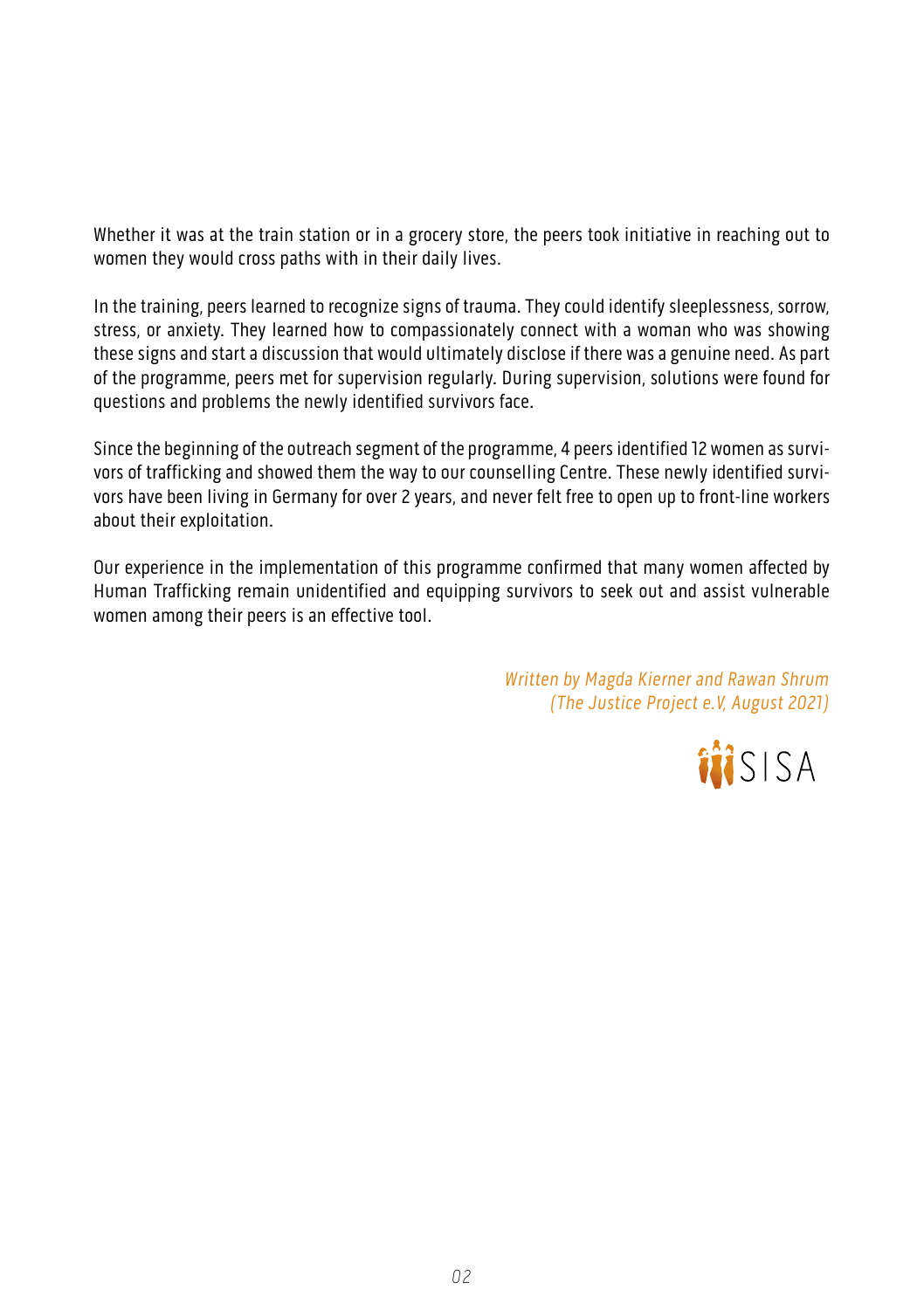Whether it was at the train station or in a grocery store, the peers took initiative in reaching out to women they would cross paths with in their daily lives.

In the training, peers learned to recognize signs of trauma. They could identify sleeplessness, sorrow, stress, or anxiety. They learned how to compassionately connect with a woman who was showing these signs and start a discussion that would ultimately disclose if there was a genuine need. As part of the programme, peers met for supervision regularly. During supervision, solutions were found for questions and problems the newly identified survivors face.

Since the beginning of the outreach segment of the programme, 4 peers identified 12 women as survivors of trafficking and showed them the way to our counselling Centre. These newly identified survivors have been living in Germany for over 2 years, and never felt free to open up to front-line workers about their exploitation.

Our experience in the implementation of this programme confirmed that many women affected by Human Trafficking remain unidentified and equipping survivors to seek out and assist vulnerable women among their peers is an effective tool.

*Written by Magda Kierner and Rawan Shrum*
*(The Justice Project e.V, August 2021)*

SISA